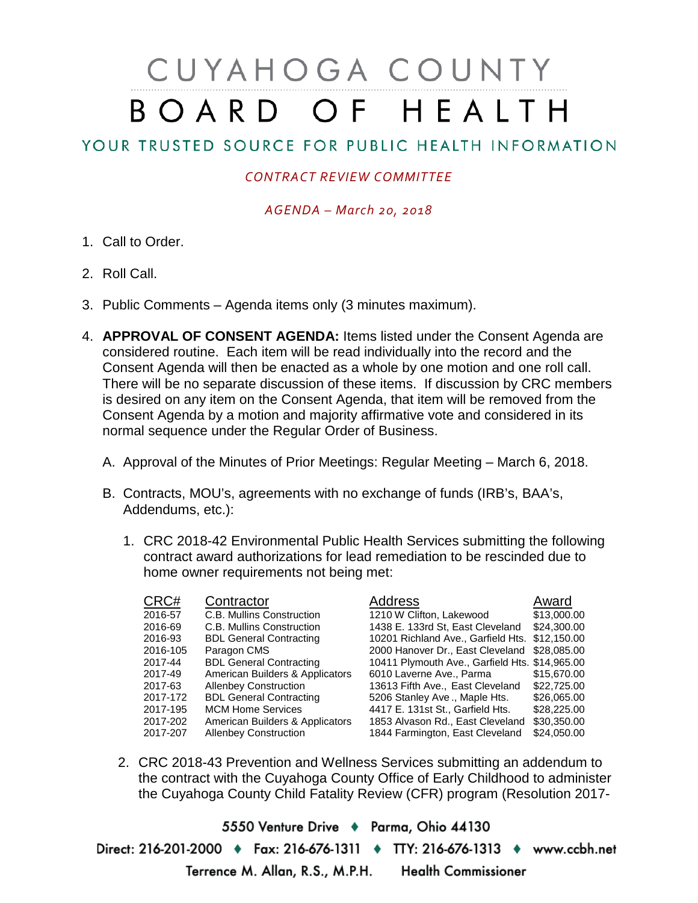# CUYAHOGA COUNTY BOARD OF HEALTH

## YOUR TRUSTED SOURCE FOR PUBLIC HEALTH INFORMATION

*CONTRACT REVIEW COMMITTEE*

*AGENDA – March 20, 2018*

1. Call to Order.

2. Roll Call.

3. Public Comments – Agenda items only (3 minutes maximum).

4. **APPROVAL OF CONSENT AGENDA:** Items listed under the Consent Agenda are considered routine. Each item will be read individually into the record and the Consent Agenda will then be enacted as a whole by one motion and one roll call. There will be no separate discussion of these items. If discussion by CRC members is desired on any item on the Consent Agenda, that item will be removed from the Consent Agenda by a motion and majority affirmative vote and considered in its normal sequence under the Regular Order of Business.

   A. Approval of the Minutes of Prior Meetings: Regular Meeting – March 6, 2018.

   B. Contracts, MOU's, agreements with no exchange of funds (IRB's, BAA's, Addendums, etc.):

      1. CRC 2018-42 Environmental Public Health Services submitting the following contract award authorizations for lead remediation to be rescinded due to home owner requirements not being met:

| CRC# | Contractor | Address | Award |
|---|---|---|---|
| 2016-57 | C.B. Mullins Construction | 1210 W Clifton, Lakewood | $13,000.00 |
| 2016-69 | C.B. Mullins Construction | 1438 E. 133rd St, East Cleveland | $24,300.00 |
| 2016-93 | BDL General Contracting | 10201 Richland Ave., Garfield Hts. | $12,150.00 |
| 2016-105 | Paragon CMS | 2000 Hanover Dr., East Cleveland | $28,085.00 |
| 2017-44 | BDL General Contracting | 10411 Plymouth Ave., Garfield Hts. | $14,965.00 |
| 2017-49 | American Builders & Applicators | 6010 Laverne Ave., Parma | $15,670.00 |
| 2017-63 | Allenbey Construction | 13613 Fifth Ave., East Cleveland | $22,725.00 |
| 2017-172 | BDL General Contracting | 5206 Stanley Ave ., Maple Hts. | $26,065.00 |
| 2017-195 | MCM Home Services | 4417 E. 131st St., Garfield Hts. | $28,225.00 |
| 2017-202 | American Builders & Applicators | 1853 Alvason Rd., East Cleveland | $30,350.00 |
| 2017-207 | Allenbey Construction | 1844 Farmington, East Cleveland | $24,050.00 |

      2. CRC 2018-43 Prevention and Wellness Services submitting an addendum to the contract with the Cuyahoga County Office of Early Childhood to administer the Cuyahoga County Child Fatality Review (CFR) program (Resolution 2017-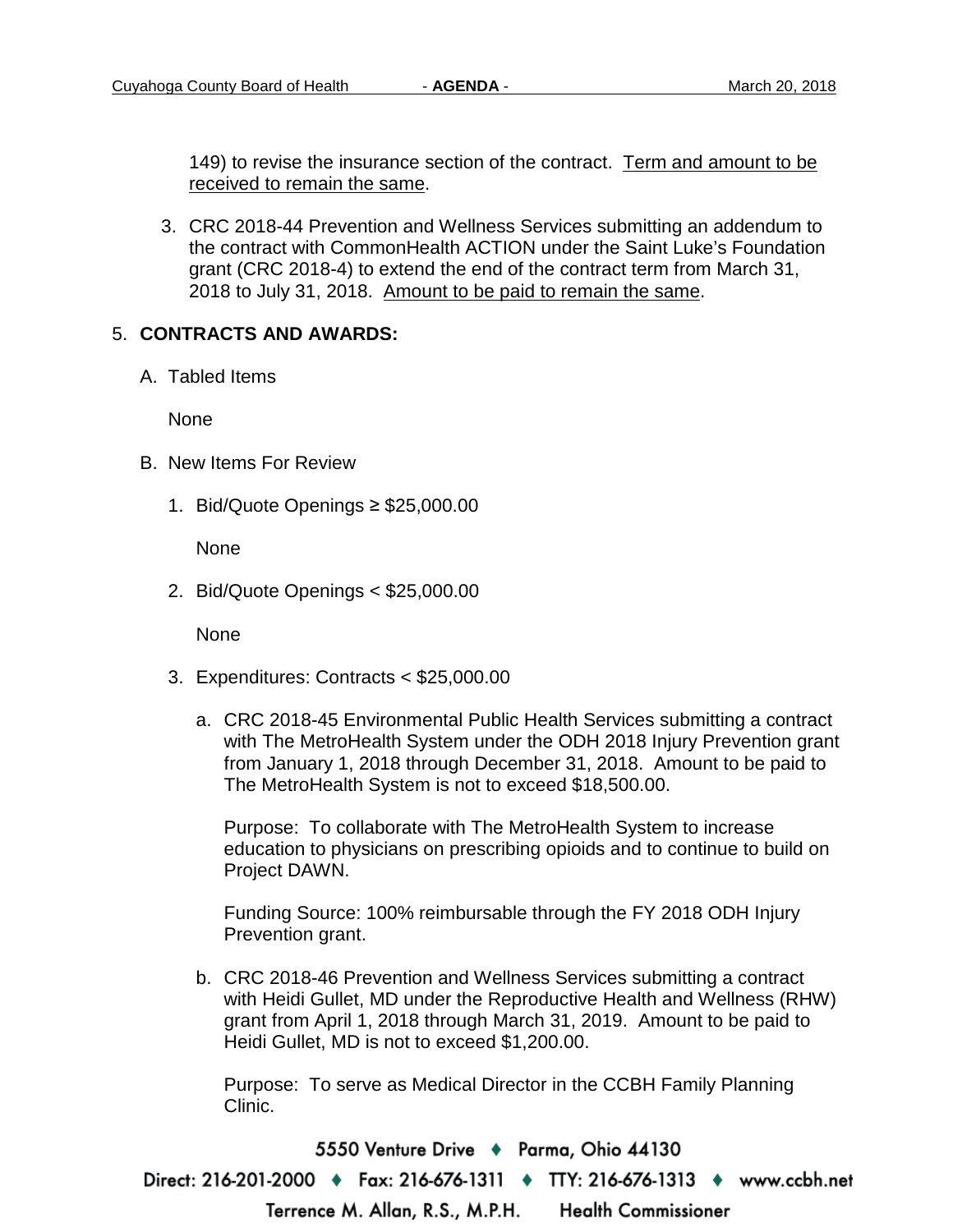149) to revise the insurance section of the contract. Term and amount to be received to remain the same.

3. CRC 2018-44 Prevention and Wellness Services submitting an addendum to the contract with CommonHealth ACTION under the Saint Luke's Foundation grant (CRC 2018-4) to extend the end of the contract term from March 31, 2018 to July 31, 2018. Amount to be paid to remain the same.

5. **CONTRACTS AND AWARDS:**

   A. Tabled Items

      None

   B. New Items For Review

      1. Bid/Quote Openings ≥ $25,000.00

         None

      2. Bid/Quote Openings < $25,000.00

         None

      3. Expenditures: Contracts < $25,000.00

         a. CRC 2018-45 Environmental Public Health Services submitting a contract with The MetroHealth System under the ODH 2018 Injury Prevention grant from January 1, 2018 through December 31, 2018. Amount to be paid to The MetroHealth System is not to exceed $18,500.00.

            Purpose: To collaborate with The MetroHealth System to increase education to physicians on prescribing opioids and to continue to build on Project DAWN.

            Funding Source: 100% reimbursable through the FY 2018 ODH Injury Prevention grant.

         b. CRC 2018-46 Prevention and Wellness Services submitting a contract with Heidi Gullet, MD under the Reproductive Health and Wellness (RHW) grant from April 1, 2018 through March 31, 2019. Amount to be paid to Heidi Gullet, MD is not to exceed $1,200.00.

            Purpose: To serve as Medical Director in the CCBH Family Planning Clinic.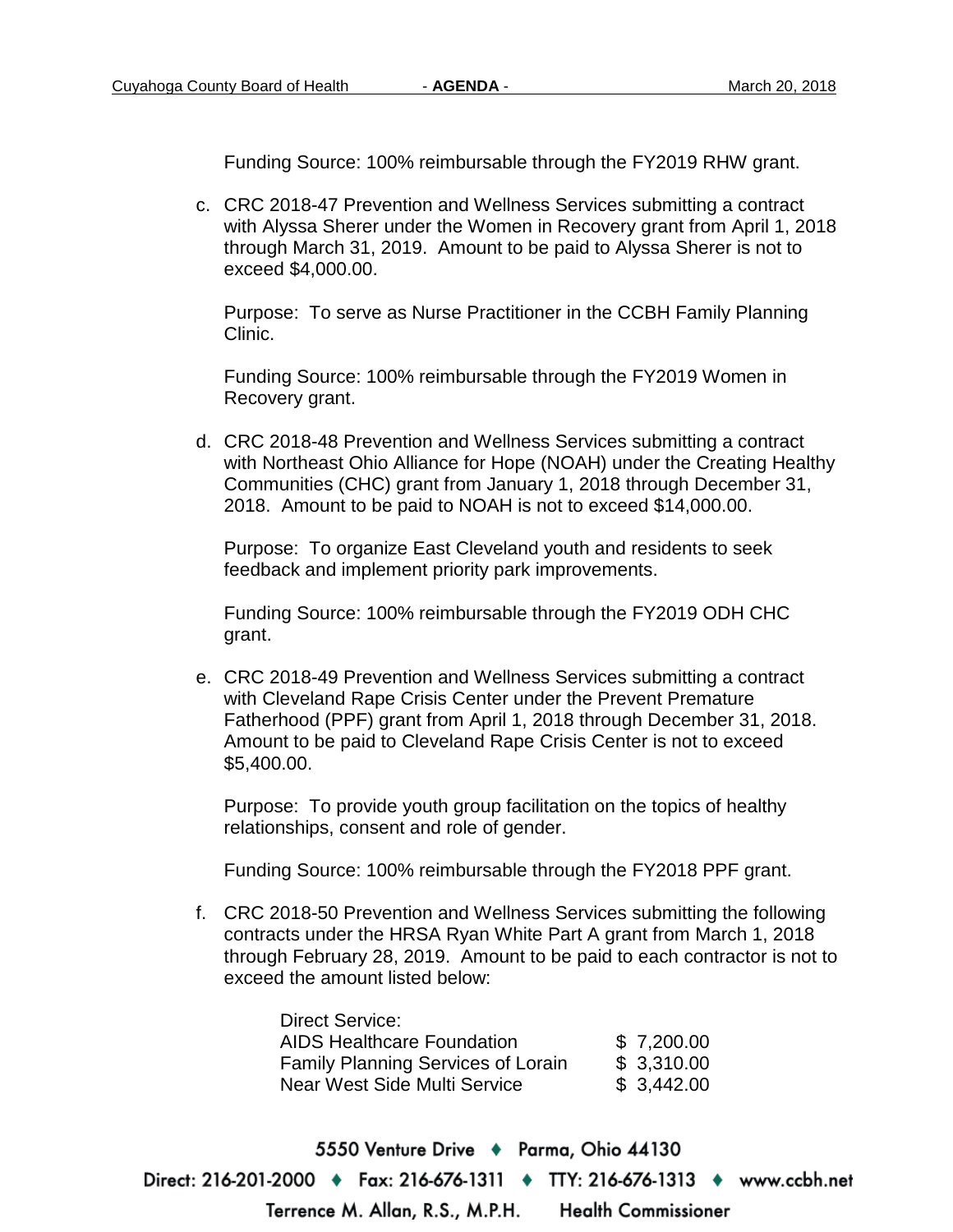Funding Source: 100% reimbursable through the FY2019 RHW grant.

c. CRC 2018-47 Prevention and Wellness Services submitting a contract with Alyssa Sherer under the Women in Recovery grant from April 1, 2018 through March 31, 2019. Amount to be paid to Alyssa Sherer is not to exceed $4,000.00.

   Purpose: To serve as Nurse Practitioner in the CCBH Family Planning Clinic.

   Funding Source: 100% reimbursable through the FY2019 Women in Recovery grant.

d. CRC 2018-48 Prevention and Wellness Services submitting a contract with Northeast Ohio Alliance for Hope (NOAH) under the Creating Healthy Communities (CHC) grant from January 1, 2018 through December 31, 2018. Amount to be paid to NOAH is not to exceed $14,000.00.

   Purpose: To organize East Cleveland youth and residents to seek feedback and implement priority park improvements.

   Funding Source: 100% reimbursable through the FY2019 ODH CHC grant.

e. CRC 2018-49 Prevention and Wellness Services submitting a contract with Cleveland Rape Crisis Center under the Prevent Premature Fatherhood (PPF) grant from April 1, 2018 through December 31, 2018. Amount to be paid to Cleveland Rape Crisis Center is not to exceed $5,400.00.

   Purpose: To provide youth group facilitation on the topics of healthy relationships, consent and role of gender.

   Funding Source: 100% reimbursable through the FY2018 PPF grant.

f. CRC 2018-50 Prevention and Wellness Services submitting the following contracts under the HRSA Ryan White Part A grant from March 1, 2018 through February 28, 2019. Amount to be paid to each contractor is not to exceed the amount listed below:

   | Direct Service: | |
   |---|---|
   | AIDS Healthcare Foundation | $ 7,200.00 |
   | Family Planning Services of Lorain | $ 3,310.00 |
   | Near West Side Multi Service | $ 3,442.00 |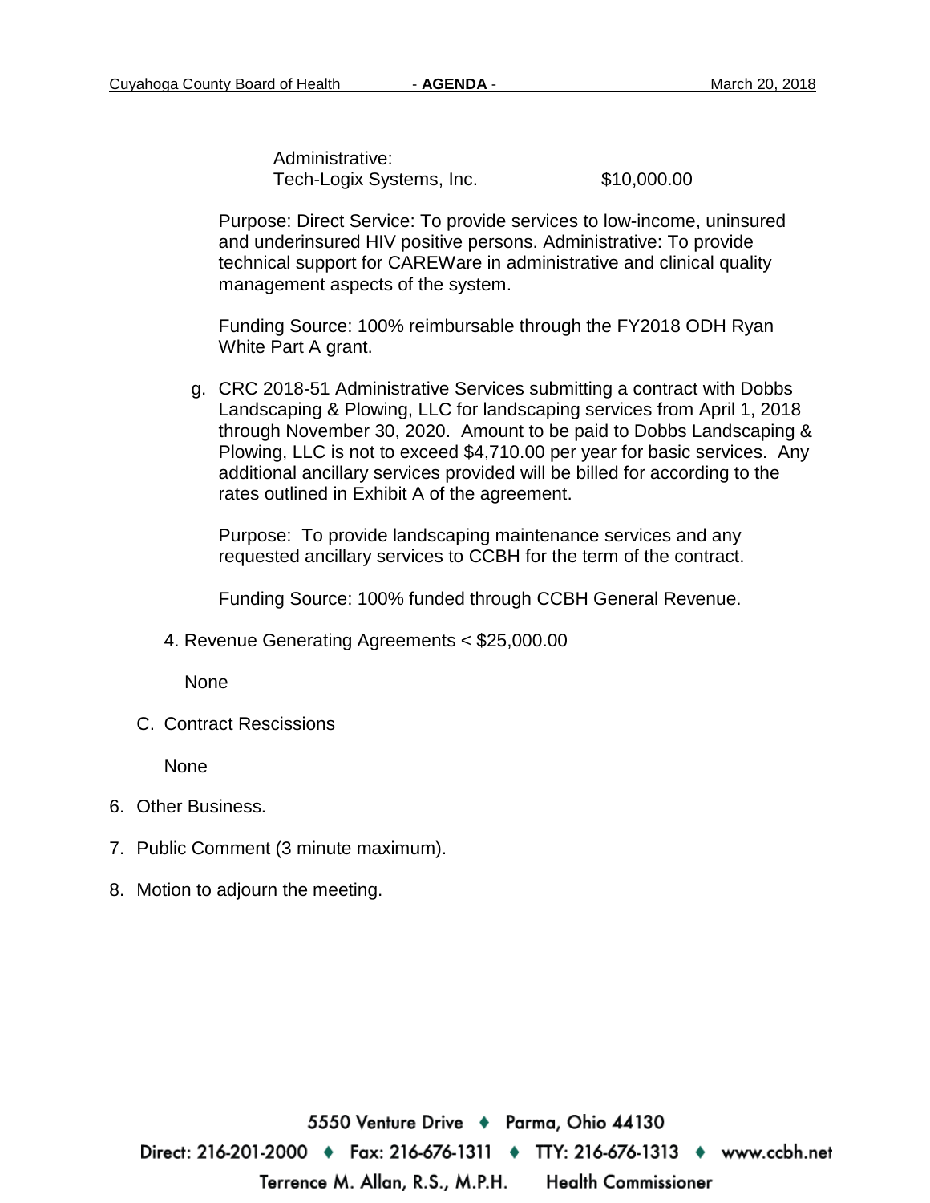Administrative:
Tech-Logix Systems, Inc. $10,000.00

Purpose: Direct Service: To provide services to low-income, uninsured and underinsured HIV positive persons. Administrative: To provide technical support for CAREWare in administrative and clinical quality management aspects of the system.

Funding Source: 100% reimbursable through the FY2018 ODH Ryan White Part A grant.

g. CRC 2018-51 Administrative Services submitting a contract with Dobbs Landscaping & Plowing, LLC for landscaping services from April 1, 2018 through November 30, 2020. Amount to be paid to Dobbs Landscaping & Plowing, LLC is not to exceed $4,710.00 per year for basic services. Any additional ancillary services provided will be billed for according to the rates outlined in Exhibit A of the agreement.

   Purpose: To provide landscaping maintenance services and any requested ancillary services to CCBH for the term of the contract.

   Funding Source: 100% funded through CCBH General Revenue.

4. Revenue Generating Agreements < $25,000.00

   None

C. Contract Rescissions

   None

6. Other Business.

7. Public Comment (3 minute maximum).

8. Motion to adjourn the meeting.